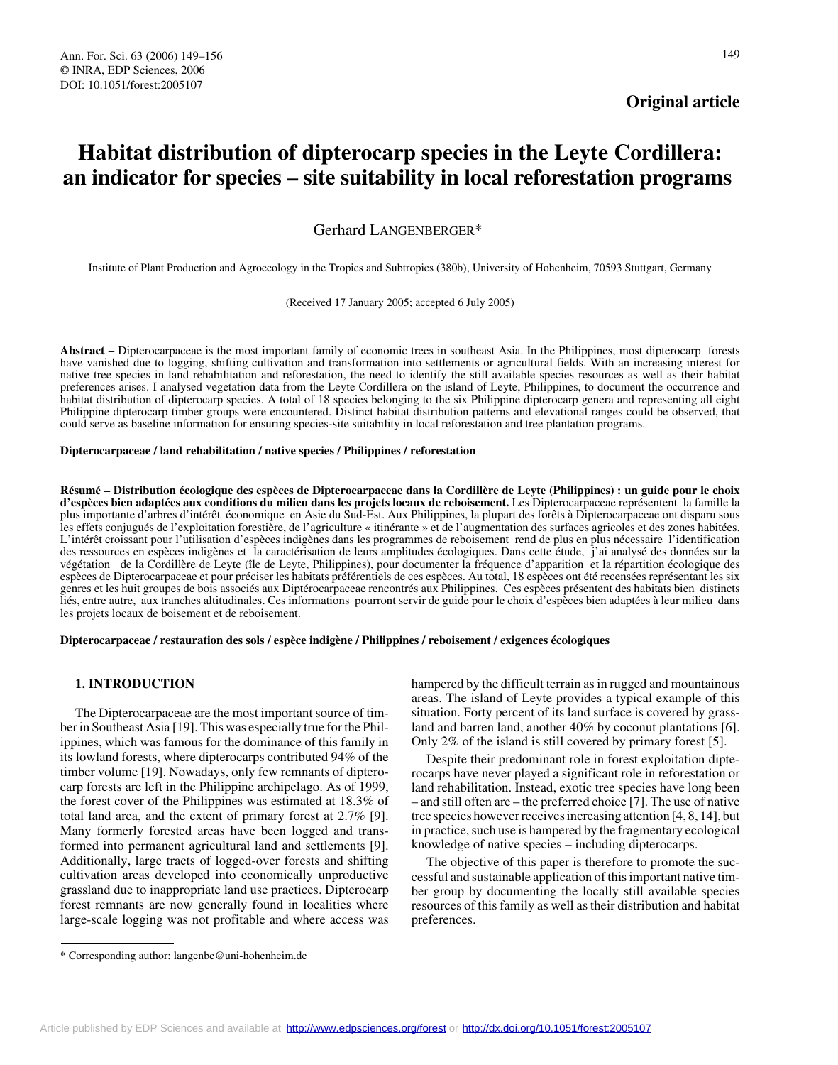Original article

# Habitat distribution of dipterocarp species in the Leyte Cordillera: an indicator for species – site suitability in local reforestation programs

Gerhard LANGENBERGER*

Institute of Plant Production and Agroecology in the Tropics and Subtropics (380b), University of Hohenheim, 70593 Stuttgart, Germany

(Received 17 January 2005; accepted 6 July 2005)

**Abstract –** Dipterocarpaceae is the most important family of economic trees in southeast Asia. In the Philippines, most dipterocarp forests have vanished due to logging, shifting cultivation and transformation into settlements or agricultural fields. With an increasing interest for native tree species in land rehabilitation and reforestation, the need to identify the still available species resources as well as their habitat preferences arises. I analysed vegetation data from the Leyte Cordillera on the island of Leyte, Philippines, to document the occurrence and habitat distribution of dipterocarp species. A total of 18 species belonging to the six Philippine dipterocarp genera and representing all eight Philippine dipterocarp timber groups were encountered. Distinct habitat distribution patterns and elevational ranges could be observed, that could serve as baseline information for ensuring species-site suitability in local reforestation and tree plantation programs.

**Dipterocarpaceae / land rehabilitation / native species / Philippines / reforestation**

**Résumé – Distribution écologique des espèces de Dipterocarpaceae dans la Cordillère de Leyte (Philippines) : un guide pour le choix d'espèces bien adaptées aux conditions du milieu dans les projets locaux de reboisement.** Les Dipterocarpaceae représentent la famille la plus importante d'arbres d'intérêt économique en Asie du Sud-Est. Aux Philippines, la plupart des forêts à Dipterocarpaceae ont disparu sous les effets conjugués de l'exploitation forestière, de l'agriculture « itinérante » et de l'augmentation des surfaces agricoles et des zones habitées. L'intérêt croissant pour l'utilisation d'espèces indigènes dans les programmes de reboisement rend de plus en plus nécessaire l'identification des ressources en espèces indigènes et la caractérisation de leurs amplitudes écologiques. Dans cette étude, j'ai analysé des données sur la végétation de la Cordillère de Leyte (île de Leyte, Philippines), pour documenter la fréquence d'apparition et la répartition écologique des espèces de Dipterocarpaceae et pour préciser les habitats préférentiels de ces espèces. Au total, 18 espèces ont été recensées représentant les six genres et les huit groupes de bois associés aux Diptérocarpaceae rencontrés aux Philippines. Ces espèces présentent des habitats bien distincts liés, entre autre, aux tranches altitudinales. Ces informations pourront servir de guide pour le choix d'espèces bien adaptées à leur milieu dans les projets locaux de boisement et de reboisement.

**Dipterocarpaceae / restauration des sols / espèce indigène / Philippines / reboisement / exigences écologiques**

## 1. INTRODUCTION

The Dipterocarpaceae are the most important source of timber in Southeast Asia [19]. This was especially true for the Philippines, which was famous for the dominance of this family in its lowland forests, where dipterocarps contributed 94% of the timber volume [19]. Nowadays, only few remnants of dipterocarp forests are left in the Philippine archipelago. As of 1999, the forest cover of the Philippines was estimated at 18.3% of total land area, and the extent of primary forest at 2.7% [9]. Many formerly forested areas have been logged and transformed into permanent agricultural land and settlements [9]. Additionally, large tracts of logged-over forests and shifting cultivation areas developed into economically unproductive grassland due to inappropriate land use practices. Dipterocarp forest remnants are now generally found in localities where large-scale logging was not profitable and where access was hampered by the difficult terrain as in rugged and mountainous areas. The island of Leyte provides a typical example of this situation. Forty percent of its land surface is covered by grassland and barren land, another 40% by coconut plantations [6]. Only 2% of the island is still covered by primary forest [5].

Despite their predominant role in forest exploitation dipterocarps have never played a significant role in reforestation or land rehabilitation. Instead, exotic tree species have long been – and still often are – the preferred choice [7]. The use of native tree species however receives increasing attention [4, 8, 14], but in practice, such use is hampered by the fragmentary ecological knowledge of native species – including dipterocarps.

The objective of this paper is therefore to promote the successful and sustainable application of this important native timber group by documenting the locally still available species resources of this family as well as their distribution and habitat preferences.

* Corresponding author: langenbe@uni-hohenheim.de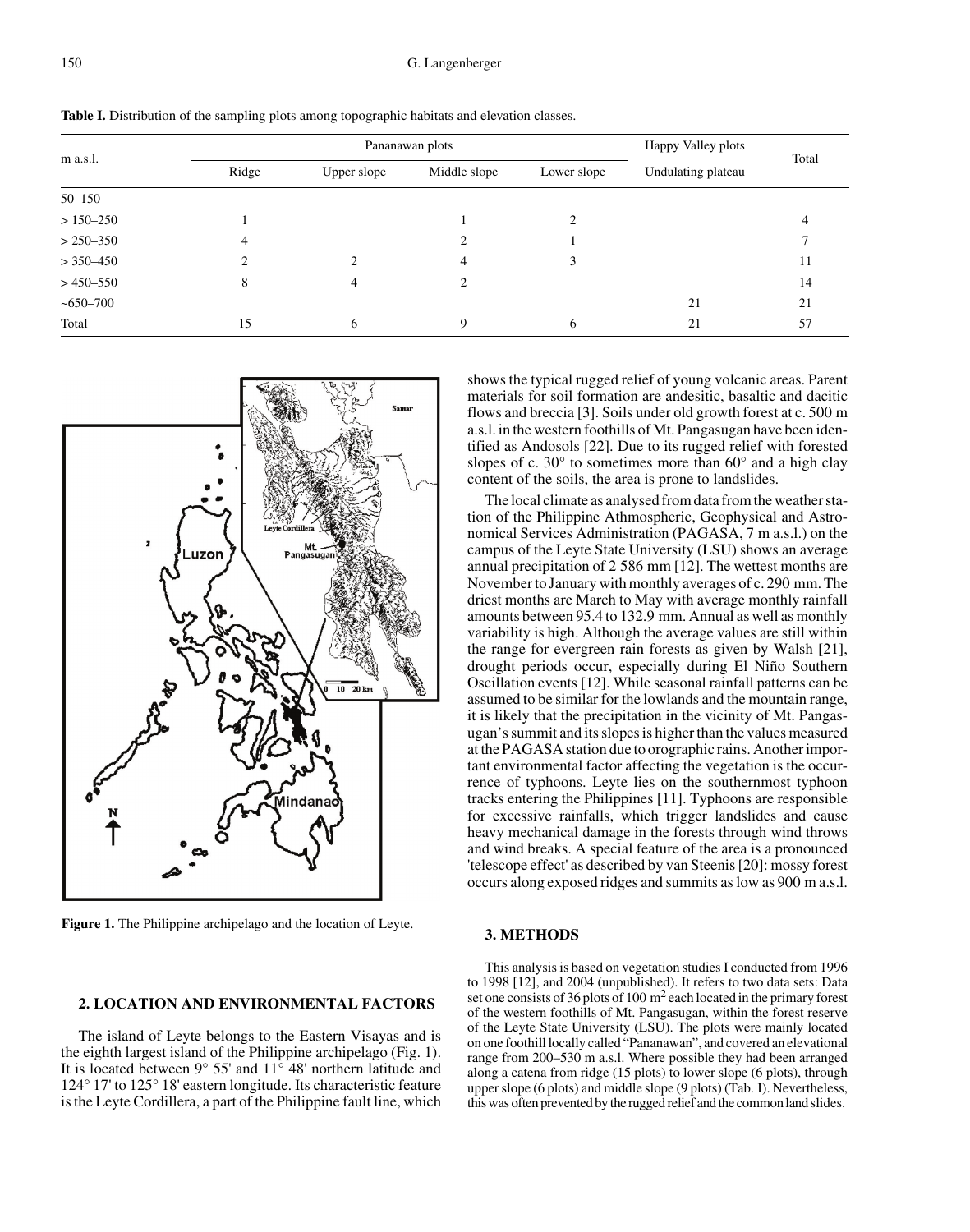**Table I.** Distribution of the sampling plots among topographic habitats and elevation classes.

| m a.s.l. | Pananawan plots | | | | Happy Valley plots | Total |
|---|---|---|---|---|---|---|
| | Ridge | Upper slope | Middle slope | Lower slope | Undulating plateau | |
| 50–150 | | | | – | | |
| > 150–250 | 1 | | 1 | 2 | | 4 |
| > 250–350 | 4 | | 2 | 1 | | 7 |
| > 350–450 | 2 | 2 | 4 | 3 | | 11 |
| > 450–550 | 8 | 4 | 2 | | | 14 |
| ~650–700 | | | | | 21 | 21 |
| Total | 15 | 6 | 9 | 6 | 21 | 57 |

**Figure 1.** The Philippine archipelago and the location of Leyte.

## 2. LOCATION AND ENVIRONMENTAL FACTORS

The island of Leyte belongs to the Eastern Visayas and is the eighth largest island of the Philippine archipelago (Fig. 1). It is located between 9° 55' and 11° 48' northern latitude and 124° 17' to 125° 18' eastern longitude. Its characteristic feature is the Leyte Cordillera, a part of the Philippine fault line, which shows the typical rugged relief of young volcanic areas. Parent materials for soil formation are andesitic, basaltic and dacitic flows and breccia [3]. Soils under old growth forest at c. 500 m a.s.l. in the western foothills of Mt. Pangasugan have been identified as Andosols [22]. Due to its rugged relief with forested slopes of c. 30° to sometimes more than 60° and a high clay content of the soils, the area is prone to landslides.

The local climate as analysed from data from the weather station of the Philippine Athmospheric, Geophysical and Astronomical Services Administration (PAGASA, 7 m a.s.l.) on the campus of the Leyte State University (LSU) shows an average annual precipitation of 2 586 mm [12]. The wettest months are November to January with monthly averages of c. 290 mm. The driest months are March to May with average monthly rainfall amounts between 95.4 to 132.9 mm. Annual as well as monthly variability is high. Although the average values are still within the range for evergreen rain forests as given by Walsh [21], drought periods occur, especially during El Niño Southern Oscillation events [12]. While seasonal rainfall patterns can be assumed to be similar for the lowlands and the mountain range, it is likely that the precipitation in the vicinity of Mt. Pangasugan's summit and its slopes is higher than the values measured at the PAGASA station due to orographic rains. Another important environmental factor affecting the vegetation is the occurrence of typhoons. Leyte lies on the southernmost typhoon tracks entering the Philippines [11]. Typhoons are responsible for excessive rainfalls, which trigger landslides and cause heavy mechanical damage in the forests through wind throws and wind breaks. A special feature of the area is a pronounced 'telescope effect' as described by van Steenis [20]: mossy forest occurs along exposed ridges and summits as low as 900 m a.s.l.

## 3. METHODS

This analysis is based on vegetation studies I conducted from 1996 to 1998 [12], and 2004 (unpublished). It refers to two data sets: Data set one consists of 36 plots of 100 m$^2$ each located in the primary forest of the western foothills of Mt. Pangasugan, within the forest reserve of the Leyte State University (LSU). The plots were mainly located on one foothill locally called "Pananawan", and covered an elevational range from 200–530 m a.s.l. Where possible they had been arranged along a catena from ridge (15 plots) to lower slope (6 plots), through upper slope (6 plots) and middle slope (9 plots) (Tab. I). Nevertheless, this was often prevented by the rugged relief and the common land slides.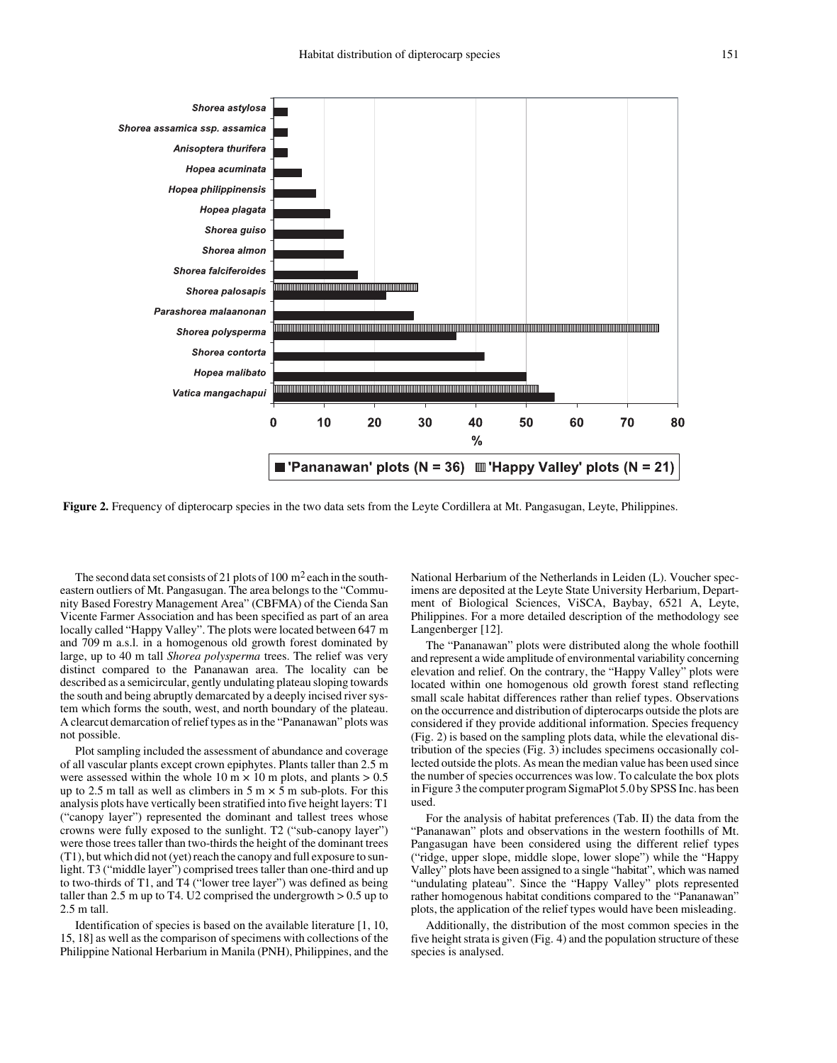**Figure 2.** Frequency of dipterocarp species in the two data sets from the Leyte Cordillera at Mt. Pangasugan, Leyte, Philippines.

The second data set consists of 21 plots of 100 $m^2$ each in the south-eastern outliers of Mt. Pangasugan. The area belongs to the "Community Based Forestry Management Area" (CBFMA) of the Cienda San Vicente Farmer Association and has been specified as part of an area locally called "Happy Valley". The plots were located between 647 m and 709 m a.s.l. in a homogenous old growth forest dominated by large, up to 40 m tall *Shorea polysperma* trees. The relief was very distinct compared to the Pananawan area. The locality can be described as a semicircular, gently undulating plateau sloping towards the south and being abruptly demarcated by a deeply incised river system which forms the south, west, and north boundary of the plateau. A clearcut demarcation of relief types as in the "Pananawan" plots was not possible.

Plot sampling included the assessment of abundance and coverage of all vascular plants except crown epiphytes. Plants taller than 2.5 m were assessed within the whole 10 m × 10 m plots, and plants > 0.5 up to 2.5 m tall as well as climbers in 5 m × 5 m sub-plots. For this analysis plots have vertically been stratified into five height layers: T1 ("canopy layer") represented the dominant and tallest trees whose crowns were fully exposed to the sunlight. T2 ("sub-canopy layer") were those trees taller than two-thirds the height of the dominant trees (T1), but which did not (yet) reach the canopy and full exposure to sunlight. T3 ("middle layer") comprised trees taller than one-third and up to two-thirds of T1, and T4 ("lower tree layer") was defined as being taller than 2.5 m up to T4. U2 comprised the undergrowth > 0.5 up to 2.5 m tall.

Identification of species is based on the available literature [1, 10, 15, 18] as well as the comparison of specimens with collections of the Philippine National Herbarium in Manila (PNH), Philippines, and the National Herbarium of the Netherlands in Leiden (L). Voucher specimens are deposited at the Leyte State University Herbarium, Department of Biological Sciences, ViSCA, Baybay, 6521 A, Leyte, Philippines. For a more detailed description of the methodology see Langenberger [12].

The "Pananawan" plots were distributed along the whole foothill and represent a wide amplitude of environmental variability concerning elevation and relief. On the contrary, the "Happy Valley" plots were located within one homogenous old growth forest stand reflecting small scale habitat differences rather than relief types. Observations on the occurrence and distribution of dipterocarps outside the plots are considered if they provide additional information. Species frequency (Fig. 2) is based on the sampling plots data, while the elevational distribution of the species (Fig. 3) includes specimens occasionally collected outside the plots. As mean the median value has been used since the number of species occurrences was low. To calculate the box plots in Figure 3 the computer program SigmaPlot 5.0 by SPSS Inc. has been used.

For the analysis of habitat preferences (Tab. II) the data from the "Pananawan" plots and observations in the western foothills of Mt. Pangasugan have been considered using the different relief types ("ridge, upper slope, middle slope, lower slope") while the "Happy Valley" plots have been assigned to a single "habitat", which was named "undulating plateau". Since the "Happy Valley" plots represented rather homogenous habitat conditions compared to the "Pananawan" plots, the application of the relief types would have been misleading.

Additionally, the distribution of the most common species in the five height strata is given (Fig. 4) and the population structure of these species is analysed.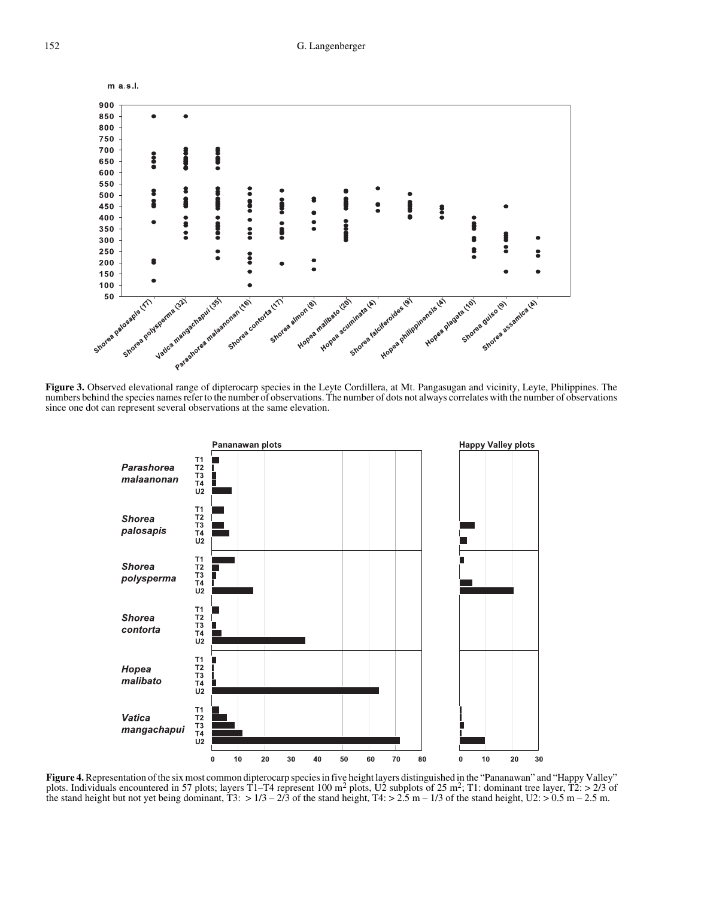**Figure 3.** Observed elevational range of dipterocarp species in the Leyte Cordillera, at Mt. Pangasugan and vicinity, Leyte, Philippines. The numbers behind the species names refer to the number of observations. The number of dots not always correlates with the number of observations since one dot can represent several observations at the same elevation.

**Figure 4.** Representation of the six most common dipterocarp species in five height layers distinguished in the "Pananawan" and "Happy Valley" plots. Individuals encountered in 57 plots; layers T1–T4 represent 100 m$^2$ plots, U2 subplots of 25 m$^2$; T1: dominant tree layer, T2: > 2/3 of the stand height but not yet being dominant, T3: > 1/3 – 2/3 of the stand height, T4: > 2.5 m – 1/3 of the stand height, U2: > 0.5 m – 2.5 m.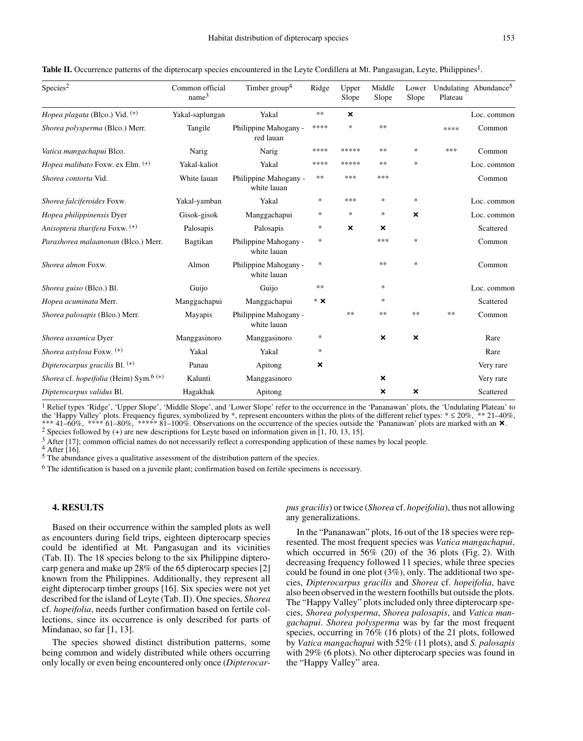**Table II.** Occurrence patterns of the dipterocarp species encountered in the Leyte Cordillera at Mt. Pangasugan, Leyte, Philippines[1].

| Species[2] | Common official name[3] | Timber group[4] | Ridge | Upper Slope | Middle Slope | Lower Slope | Undulating Plateau | Abundance[5] |
|---|---|---|---|---|---|---|---|---|
| *Hopea plagata* (Blco.) Vid. (+) | Yakal-saplungan | Yakal | ** | ✖ | | | | Loc. common |
| *Shorea polysperma* (Blco.) Merr. | Tangile | Philippine Mahogany - red lauan | **** | * | ** | | **** | Common |
| *Vatica mangachapui* Blco. | Narig | Narig | **** | ***** | ** | * | *** | Common |
| *Hopea malibato* Foxw. ex Elm. (+) | Yakal-kaliot | Yakal | **** | ***** | ** | * | | Loc. common |
| *Shorea contorta* Vid. | White lauan | Philippine Mahogany - white lauan | ** | *** | *** | | | Common |
| *Shorea falciferoides* Foxw. | Yakal-yamban | Yakal | * | *** | * | * | | Loc. common |
| *Hopea philippinensis* Dyer | Gisok-gisok | Manggachapui | * | * | * | ✖ | | Loc. common |
| *Anisoptera thurifera* Foxw. (+) | Palosapis | Palosapis | * | ✖ | ✖ | | | Scattered |
| *Parashorea malaanonan* (Blco.) Merr. | Bagtikan | Philippine Mahogany - white lauan | * | | *** | * | | Common |
| *Shorea almon* Foxw. | Almon | Philippine Mahogany - white lauan | * | | ** | * | | Common |
| *Shorea guiso* (Blco.) Bl. | Guijo | Guijo | ** | | * | | | Loc. common |
| *Hopea acuminata* Merr. | Manggachapui | Manggachapui | * ✖ | | * | | | Scattered |
| *Shorea palosapis* (Blco.) Merr. | Mayapis | Philippine Mahogany - white lauan | | ** | ** | ** | ** | Common |
| *Shorea assamica* Dyer | Manggasinoro | Manggasinoro | * | | ✖ | ✖ | | Rare |
| *Shorea astylosa* Foxw. (+) | Yakal | Yakal | * | | | | | Rare |
| *Dipterocarpus gracilis* Bl. (+) | Panau | Apitong | ✖ | | | | | Very rare |
| *Shorea* cf. *hopeifolia* (Heim) Sym.[6] (+) | Kalunti | Manggasinoro | | | ✖ | | | Very rare |
| *Dipterocarpus validus* Bl. | Hagakhak | Apitong | | | ✖ | ✖ | | Scattered |

[1] Relief types 'Ridge', 'Upper Slope', 'Middle Slope', and 'Lower Slope' refer to the occurrence in the 'Pananawan' plots, the 'Undulating Plateau' to the 'Happy Valley' plots. Frequency figures, symbolized by *, represent encounters within the plots of the different relief types: * ≤ 20%, ** 21–40%, *** 41–60%, **** 61–80%, ***** 81–100%. Observations on the occurrence of the species outside the 'Pananawan' plots are marked with an ✖.
[2] Species followed by (+) are new descriptions for Leyte based on information given in [1, 10, 13, 15].
[3] After [17]; common official names do not necessarily reflect a corresponding application of these names by local people.
[4] After [16].
[5] The abundance gives a qualitative assessment of the distribution pattern of the species.
[6] The identification is based on a juvenile plant; confirmation based on fertile specimens is necessary.

## 4. RESULTS

Based on their occurrence within the sampled plots as well as encounters during field trips, eighteen dipterocarp species could be identified at Mt. Pangasugan and its vicinities (Tab. II). The 18 species belong to the six Philippine dipterocarp genera and make up 28% of the 65 dipterocarp species [2] known from the Philippines. Additionally, they represent all eight dipterocarp timber groups [16]. Six species were not yet described for the island of Leyte (Tab. II). One species, *Shorea* cf. *hopeifolia*, needs further confirmation based on fertile collections, since its occurrence is only described for parts of Mindanao, so far [1, 13].

The species showed distinct distribution patterns, some being common and widely distributed while others occurring only locally or even being encountered only once (*Dipterocarpus gracilis*) or twice (*Shorea* cf. *hopeifolia*), thus not allowing any generalizations.

In the "Pananawan" plots, 16 out of the 18 species were represented. The most frequent species was *Vatica mangachapui*, which occurred in 56% (20) of the 36 plots (Fig. 2). With decreasing frequency followed 11 species, while three species could be found in one plot (3%), only. The additional two species, *Dipterocarpus gracilis* and *Shorea* cf. *hopeifolia*, have also been observed in the western foothills but outside the plots. The "Happy Valley" plots included only three dipterocarp species, *Shorea polysperma*, *Shorea palosapis*, and *Vatica mangachapui*. *Shorea polysperma* was by far the most frequent species, occurring in 76% (16 plots) of the 21 plots, followed by *Vatica mangachapui* with 52% (11 plots), and *S. palosapis* with 29% (6 plots). No other dipterocarp species was found in the "Happy Valley" area.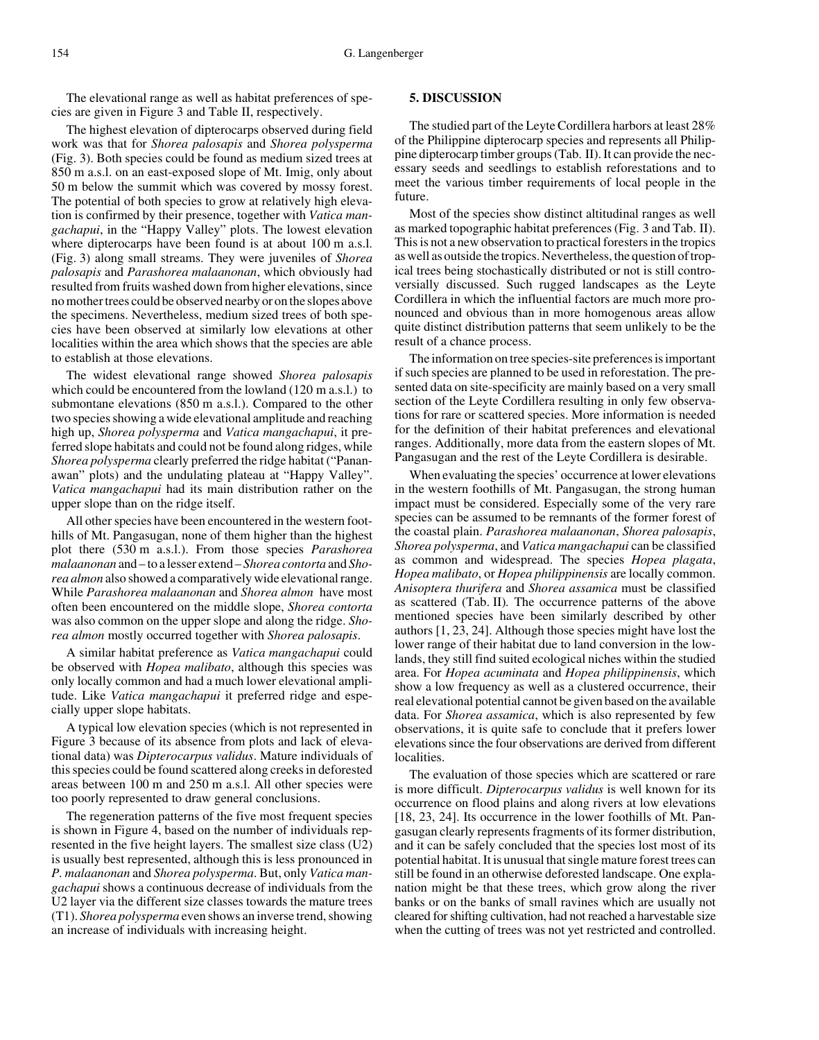The elevational range as well as habitat preferences of species are given in Figure 3 and Table II, respectively.

The highest elevation of dipterocarps observed during field work was that for *Shorea palosapis* and *Shorea polysperma* (Fig. 3). Both species could be found as medium sized trees at 850 m a.s.l. on an east-exposed slope of Mt. Imig, only about 50 m below the summit which was covered by mossy forest. The potential of both species to grow at relatively high elevation is confirmed by their presence, together with *Vatica mangachapui*, in the "Happy Valley" plots. The lowest elevation where dipterocarps have been found is at about 100 m a.s.l. (Fig. 3) along small streams. They were juveniles of *Shorea palosapis* and *Parashorea malaanonan*, which obviously had resulted from fruits washed down from higher elevations, since no mother trees could be observed nearby or on the slopes above the specimens. Nevertheless, medium sized trees of both species have been observed at similarly low elevations at other localities within the area which shows that the species are able to establish at those elevations.

The widest elevational range showed *Shorea palosapis* which could be encountered from the lowland (120 m a.s.l.) to submontane elevations (850 m a.s.l.). Compared to the other two species showing a wide elevational amplitude and reaching high up, *Shorea polysperma* and *Vatica mangachapui*, it preferred slope habitats and could not be found along ridges, while *Shorea polysperma* clearly preferred the ridge habitat ("Pananawan" plots) and the undulating plateau at "Happy Valley". *Vatica mangachapui* had its main distribution rather on the upper slope than on the ridge itself.

All other species have been encountered in the western foothills of Mt. Pangasugan, none of them higher than the highest plot there (530 m a.s.l.). From those species *Parashorea malaanonan* and – to a lesser extend – *Shorea contorta* and *Shorea almon* also showed a comparatively wide elevational range. While *Parashorea malaanonan* and *Shorea almon* have most often been encountered on the middle slope, *Shorea contorta* was also common on the upper slope and along the ridge. *Shorea almon* mostly occurred together with *Shorea palosapis*.

A similar habitat preference as *Vatica mangachapui* could be observed with *Hopea malibato*, although this species was only locally common and had a much lower elevational amplitude. Like *Vatica mangachapui* it preferred ridge and especially upper slope habitats.

A typical low elevation species (which is not represented in Figure 3 because of its absence from plots and lack of elevational data) was *Dipterocarpus validus*. Mature individuals of this species could be found scattered along creeks in deforested areas between 100 m and 250 m a.s.l. All other species were too poorly represented to draw general conclusions.

The regeneration patterns of the five most frequent species is shown in Figure 4, based on the number of individuals represented in the five height layers. The smallest size class (U2) is usually best represented, although this is less pronounced in *P. malaanonan* and *Shorea polysperma*. But, only *Vatica mangachapui* shows a continuous decrease of individuals from the U2 layer via the different size classes towards the mature trees (T1). *Shorea polysperma* even shows an inverse trend, showing an increase of individuals with increasing height.

## 5. DISCUSSION

The studied part of the Leyte Cordillera harbors at least 28% of the Philippine dipterocarp species and represents all Philippine dipterocarp timber groups (Tab. II). It can provide the necessary seeds and seedlings to establish reforestations and to meet the various timber requirements of local people in the future.

Most of the species show distinct altitudinal ranges as well as marked topographic habitat preferences (Fig. 3 and Tab. II). This is not a new observation to practical foresters in the tropics as well as outside the tropics. Nevertheless, the question of tropical trees being stochastically distributed or not is still controversially discussed. Such rugged landscapes as the Leyte Cordillera in which the influential factors are much more pronounced and obvious than in more homogenous areas allow quite distinct distribution patterns that seem unlikely to be the result of a chance process.

The information on tree species-site preferences is important if such species are planned to be used in reforestation. The presented data on site-specificity are mainly based on a very small section of the Leyte Cordillera resulting in only few observations for rare or scattered species. More information is needed for the definition of their habitat preferences and elevational ranges. Additionally, more data from the eastern slopes of Mt. Pangasugan and the rest of the Leyte Cordillera is desirable.

When evaluating the species' occurrence at lower elevations in the western foothills of Mt. Pangasugan, the strong human impact must be considered. Especially some of the very rare species can be assumed to be remnants of the former forest of the coastal plain. *Parashorea malaanonan*, *Shorea palosapis*, *Shorea polysperma*, and *Vatica mangachapui* can be classified as common and widespread. The species *Hopea plagata*, *Hopea malibato*, or *Hopea philippinensis* are locally common. *Anisoptera thurifera* and *Shorea assamica* must be classified as scattered (Tab. II). The occurrence patterns of the above mentioned species have been similarly described by other authors [1, 23, 24]. Although those species might have lost the lower range of their habitat due to land conversion in the lowlands, they still find suited ecological niches within the studied area. For *Hopea acuminata* and *Hopea philippinensis*, which show a low frequency as well as a clustered occurrence, their real elevational potential cannot be given based on the available data. For *Shorea assamica*, which is also represented by few observations, it is quite safe to conclude that it prefers lower elevations since the four observations are derived from different localities.

The evaluation of those species which are scattered or rare is more difficult. *Dipterocarpus validus* is well known for its occurrence on flood plains and along rivers at low elevations [18, 23, 24]. Its occurrence in the lower foothills of Mt. Pangasugan clearly represents fragments of its former distribution, and it can be safely concluded that the species lost most of its potential habitat. It is unusual that single mature forest trees can still be found in an otherwise deforested landscape. One explanation might be that these trees, which grow along the river banks or on the banks of small ravines which are usually not cleared for shifting cultivation, had not reached a harvestable size when the cutting of trees was not yet restricted and controlled.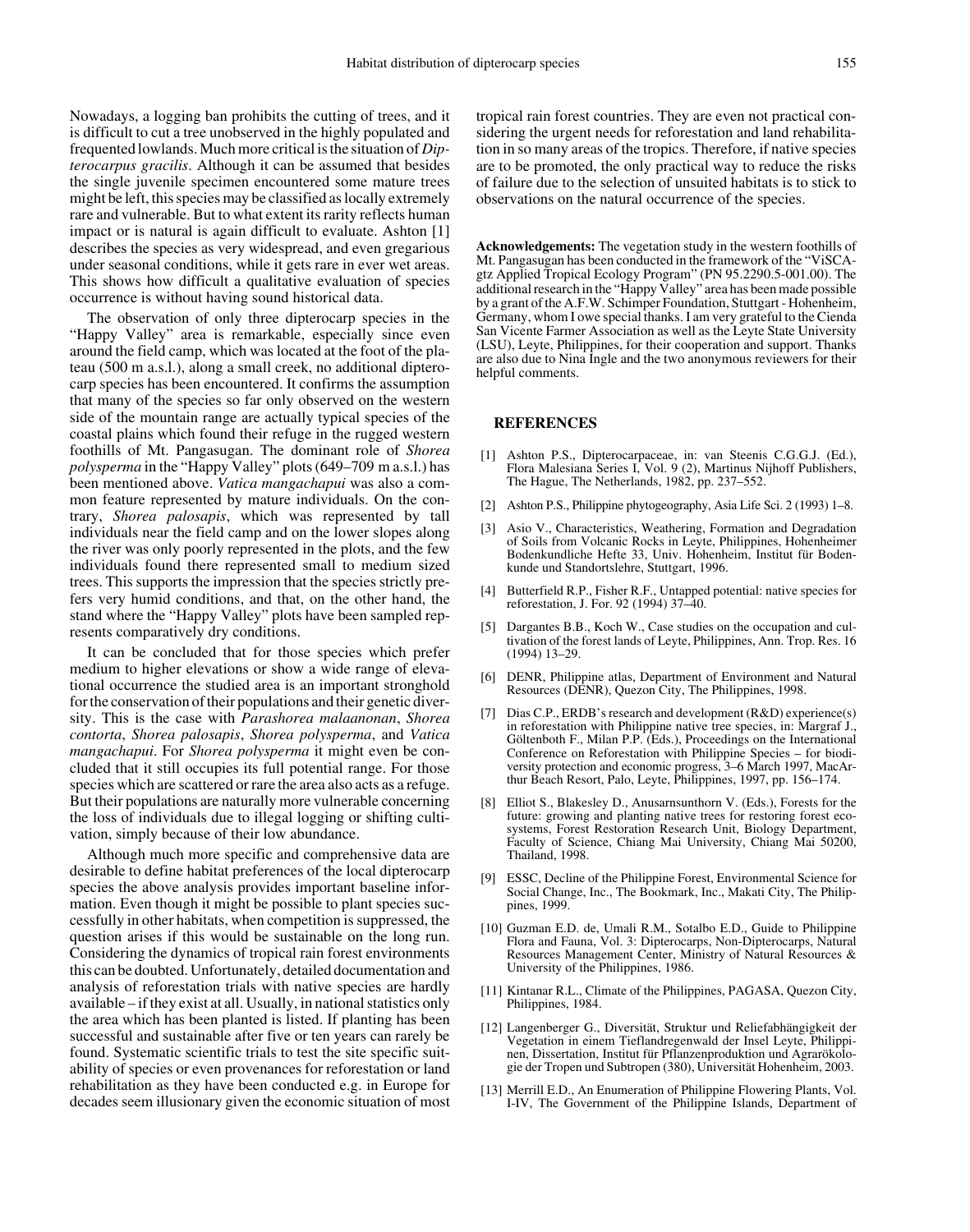Nowadays, a logging ban prohibits the cutting of trees, and it is difficult to cut a tree unobserved in the highly populated and frequented lowlands. Much more critical is the situation of *Dipterocarpus gracilis*. Although it can be assumed that besides the single juvenile specimen encountered some mature trees might be left, this species may be classified as locally extremely rare and vulnerable. But to what extent its rarity reflects human impact or is natural is again difficult to evaluate. Ashton [1] describes the species as very widespread, and even gregarious under seasonal conditions, while it gets rare in ever wet areas. This shows how difficult a qualitative evaluation of species occurrence is without having sound historical data.

The observation of only three dipterocarp species in the "Happy Valley" area is remarkable, especially since even around the field camp, which was located at the foot of the plateau (500 m a.s.l.), along a small creek, no additional dipterocarp species has been encountered. It confirms the assumption that many of the species so far only observed on the western side of the mountain range are actually typical species of the coastal plains which found their refuge in the rugged western foothills of Mt. Pangasugan. The dominant role of *Shorea polysperma* in the "Happy Valley" plots (649–709 m a.s.l.) has been mentioned above. *Vatica mangachapui* was also a common feature represented by mature individuals. On the contrary, *Shorea palosapis*, which was represented by tall individuals near the field camp and on the lower slopes along the river was only poorly represented in the plots, and the few individuals found there represented small to medium sized trees. This supports the impression that the species strictly prefers very humid conditions, and that, on the other hand, the stand where the "Happy Valley" plots have been sampled represents comparatively dry conditions.

It can be concluded that for those species which prefer medium to higher elevations or show a wide range of elevational occurrence the studied area is an important stronghold for the conservation of their populations and their genetic diversity. This is the case with *Parashorea malaanonan*, *Shorea contorta*, *Shorea palosapis*, *Shorea polysperma*, and *Vatica mangachapui*. For *Shorea polysperma* it might even be concluded that it still occupies its full potential range. For those species which are scattered or rare the area also acts as a refuge. But their populations are naturally more vulnerable concerning the loss of individuals due to illegal logging or shifting cultivation, simply because of their low abundance.

Although much more specific and comprehensive data are desirable to define habitat preferences of the local dipterocarp species the above analysis provides important baseline information. Even though it might be possible to plant species successfully in other habitats, when competition is suppressed, the question arises if this would be sustainable on the long run. Considering the dynamics of tropical rain forest environments this can be doubted. Unfortunately, detailed documentation and analysis of reforestation trials with native species are hardly available – if they exist at all. Usually, in national statistics only the area which has been planted is listed. If planting has been successful and sustainable after five or ten years can rarely be found. Systematic scientific trials to test the site specific suitability of species or even provenances for reforestation or land rehabilitation as they have been conducted e.g. in Europe for decades seem illusionary given the economic situation of most tropical rain forest countries. They are even not practical considering the urgent needs for reforestation and land rehabilitation in so many areas of the tropics. Therefore, if native species are to be promoted, the only practical way to reduce the risks of failure due to the selection of unsuited habitats is to stick to observations on the natural occurrence of the species.

**Acknowledgements:** The vegetation study in the western foothills of Mt. Pangasugan has been conducted in the framework of the "ViSCA-gtz Applied Tropical Ecology Program" (PN 95.2290.5-001.00). The additional research in the "Happy Valley" area has been made possible by a grant of the A.F.W. Schimper Foundation, Stuttgart - Hohenheim, Germany, whom I owe special thanks. I am very grateful to the Cienda San Vicente Farmer Association as well as the Leyte State University (LSU), Leyte, Philippines, for their cooperation and support. Thanks are also due to Nina Ingle and the two anonymous reviewers for their helpful comments.

## REFERENCES

[1] Ashton P.S., Dipterocarpaceae, in: van Steenis C.G.G.J. (Ed.), Flora Malesiana Series I, Vol. 9 (2), Martinus Nijhoff Publishers, The Hague, The Netherlands, 1982, pp. 237–552.

[2] Ashton P.S., Philippine phytogeography, Asia Life Sci. 2 (1993) 1–8.

[3] Asio V., Characteristics, Weathering, Formation and Degradation of Soils from Volcanic Rocks in Leyte, Philippines, Hohenheimer Bodenkundliche Hefte 33, Univ. Hohenheim, Institut für Bodenkunde und Standortslehre, Stuttgart, 1996.

[4] Butterfield R.P., Fisher R.F., Untapped potential: native species for reforestation, J. For. 92 (1994) 37–40.

[5] Dargantes B.B., Koch W., Case studies on the occupation and cultivation of the forest lands of Leyte, Philippines, Ann. Trop. Res. 16 (1994) 13–29.

[6] DENR, Philippine atlas, Department of Environment and Natural Resources (DENR), Quezon City, The Philippines, 1998.

[7] Dias C.P., ERDB's research and development (R&D) experience(s) in reforestation with Philippine native tree species, in: Margraf J., Göltenboth F., Milan P.P. (Eds.), Proceedings on the International Conference on Reforestation with Philippine Species – for biodiversity protection and economic progress, 3–6 March 1997, MacArthur Beach Resort, Palo, Leyte, Philippines, 1997, pp. 156–174.

[8] Elliot S., Blakesley D., Anusarnsunthorn V. (Eds.), Forests for the future: growing and planting native trees for restoring forest ecosystems, Forest Restoration Research Unit, Biology Department, Faculty of Science, Chiang Mai University, Chiang Mai 50200, Thailand, 1998.

[9] ESSC, Decline of the Philippine Forest, Environmental Science for Social Change, Inc., The Bookmark, Inc., Makati City, The Philippines, 1999.

[10] Guzman E.D. de, Umali R.M., Sotalbo E.D., Guide to Philippine Flora and Fauna, Vol. 3: Dipterocarps, Non-Dipterocarps, Natural Resources Management Center, Ministry of Natural Resources & University of the Philippines, 1986.

[11] Kintanar R.L., Climate of the Philippines, PAGASA, Quezon City, Philippines, 1984.

[12] Langenberger G., Diversität, Struktur und Reliefabhängigkeit der Vegetation in einem Tieflandregenwald der Insel Leyte, Philippinen, Dissertation, Institut für Pflanzenproduktion und Agrarökologie der Tropen und Subtropen (380), Universität Hohenheim, 2003.

[13] Merrill E.D., An Enumeration of Philippine Flowering Plants, Vol. I-IV, The Government of the Philippine Islands, Department of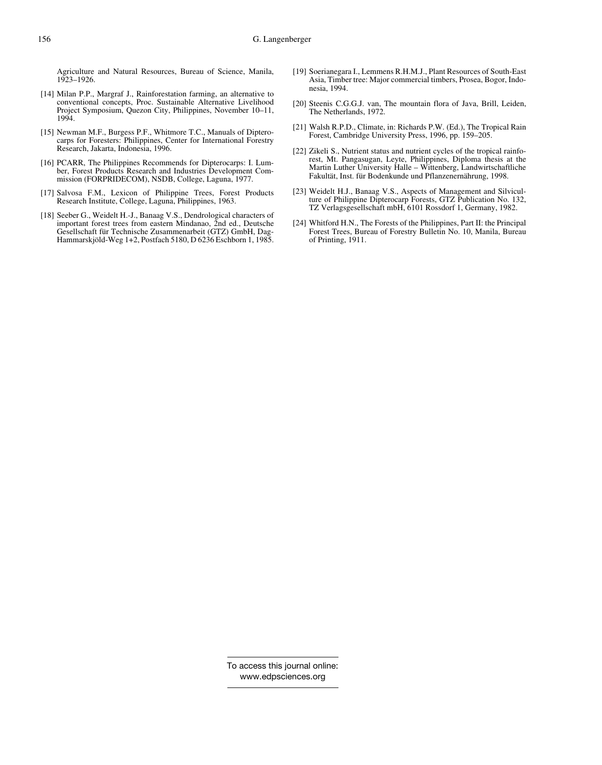Agriculture and Natural Resources, Bureau of Science, Manila, 1923–1926.

[14] Milan P.P., Margraf J., Rainforestation farming, an alternative to conventional concepts, Proc. Sustainable Alternative Livelihood Project Symposium, Quezon City, Philippines, November 10–11, 1994.

[15] Newman M.F., Burgess P.F., Whitmore T.C., Manuals of Dipterocarps for Foresters: Philippines, Center for International Forestry Research, Jakarta, Indonesia, 1996.

[16] PCARR, The Philippines Recommends for Dipterocarps: I. Lumber, Forest Products Research and Industries Development Commission (FORPRIDECOM), NSDB, College, Laguna, 1977.

[17] Salvosa F.M., Lexicon of Philippine Trees, Forest Products Research Institute, College, Laguna, Philippines, 1963.

[18] Seeber G., Weidelt H.-J., Banaag V.S., Dendrological characters of important forest trees from eastern Mindanao, 2nd ed., Deutsche Gesellschaft für Technische Zusammenarbeit (GTZ) GmbH, Dag-Hammarskjöld-Weg 1+2, Postfach 5180, D 6236 Eschborn 1, 1985.

[19] Soerianegara I., Lemmens R.H.M.J., Plant Resources of South-East Asia, Timber tree: Major commercial timbers, Prosea, Bogor, Indonesia, 1994.

[20] Steenis C.G.G.J. van, The mountain flora of Java, Brill, Leiden, The Netherlands, 1972.

[21] Walsh R.P.D., Climate, in: Richards P.W. (Ed.), The Tropical Rain Forest, Cambridge University Press, 1996, pp. 159–205.

[22] Zikeli S., Nutrient status and nutrient cycles of the tropical rainforest, Mt. Pangasugan, Leyte, Philippines, Diploma thesis at the Martin Luther University Halle – Wittenberg, Landwirtschaftliche Fakultät, Inst. für Bodenkunde und Pflanzenernährung, 1998.

[23] Weidelt H.J., Banaag V.S., Aspects of Management and Silviculture of Philippine Dipterocarp Forests, GTZ Publication No. 132, TZ Verlagsgesellschaft mbH, 6101 Rossdorf 1, Germany, 1982.

[24] Whitford H.N., The Forests of the Philippines, Part II: the Principal Forest Trees, Bureau of Forestry Bulletin No. 10, Manila, Bureau of Printing, 1911.

To access this journal online:
www.edpsciences.org